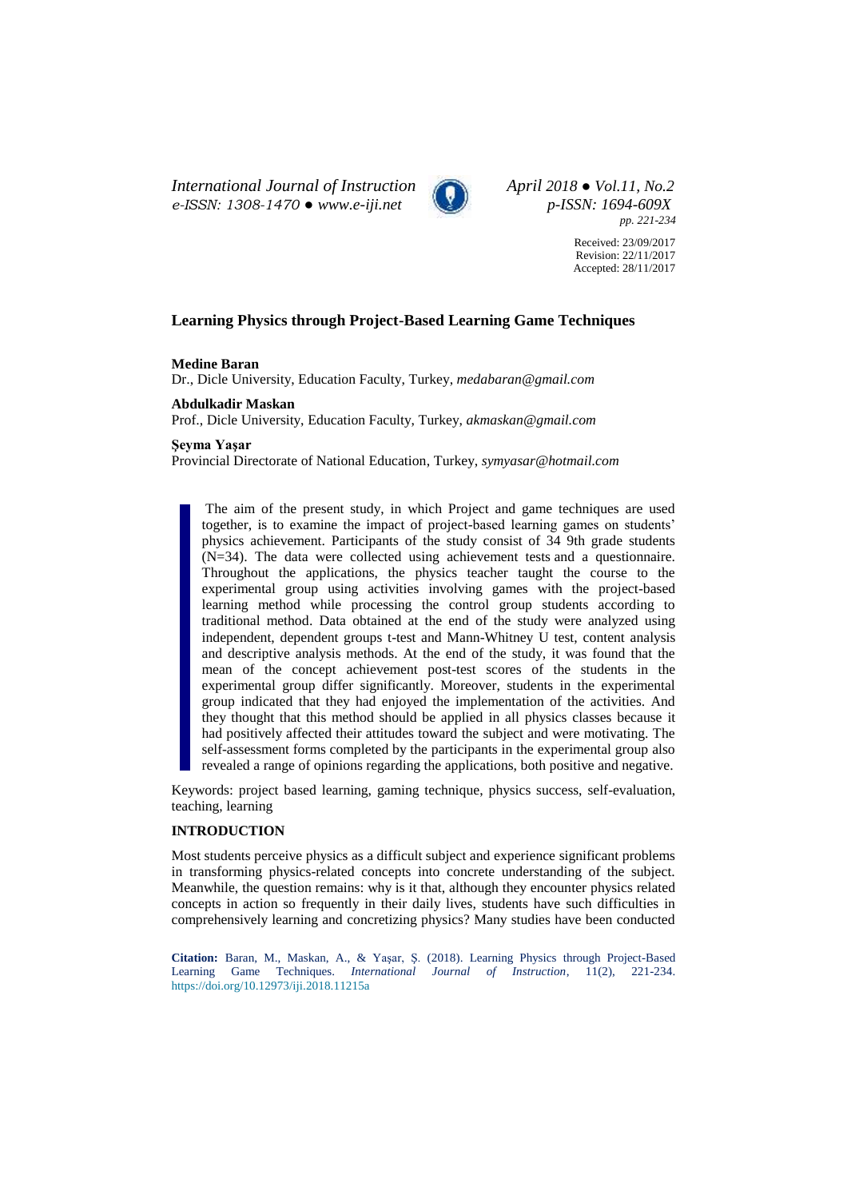# Learning Physics through Project-Based Learning Game Techniques

**Medine Baran**
Dr., Dicle University, Education Faculty, Turkey, *medabaran@gmail.com*

**Abdulkadir Maskan**
Prof., Dicle University, Education Faculty, Turkey, *akmaskan@gmail.com*

**Şeyma Yaşar**
Provincial Directorate of National Education, Turkey, *symyasar@hotmail.com*

The aim of the present study, in which Project and game techniques are used together, is to examine the impact of project-based learning games on students' physics achievement. Participants of the study consist of 34 9th grade students (N=34). The data were collected using achievement tests and a questionnaire. Throughout the applications, the physics teacher taught the course to the experimental group using activities involving games with the project-based learning method while processing the control group students according to traditional method. Data obtained at the end of the study were analyzed using independent, dependent groups t-test and Mann-Whitney U test, content analysis and descriptive analysis methods. At the end of the study, it was found that the mean of the concept achievement post-test scores of the students in the experimental group differ significantly. Moreover, students in the experimental group indicated that they had enjoyed the implementation of the activities. And they thought that this method should be applied in all physics classes because it had positively affected their attitudes toward the subject and were motivating. The self-assessment forms completed by the participants in the experimental group also revealed a range of opinions regarding the applications, both positive and negative.

Keywords: project based learning, gaming technique, physics success, self-evaluation, teaching, learning

## INTRODUCTION

Most students perceive physics as a difficult subject and experience significant problems in transforming physics-related concepts into concrete understanding of the subject. Meanwhile, the question remains: why is it that, although they encounter physics related concepts in action so frequently in their daily lives, students have such difficulties in comprehensively learning and concretizing physics? Many studies have been conducted

**Citation:** Baran, M., Maskan, A., & Yaşar, Ş. (2018). Learning Physics through Project-Based Learning Game Techniques. *International Journal of Instruction*, 11(2), 221-234. https://doi.org/10.12973/iji.2018.11215a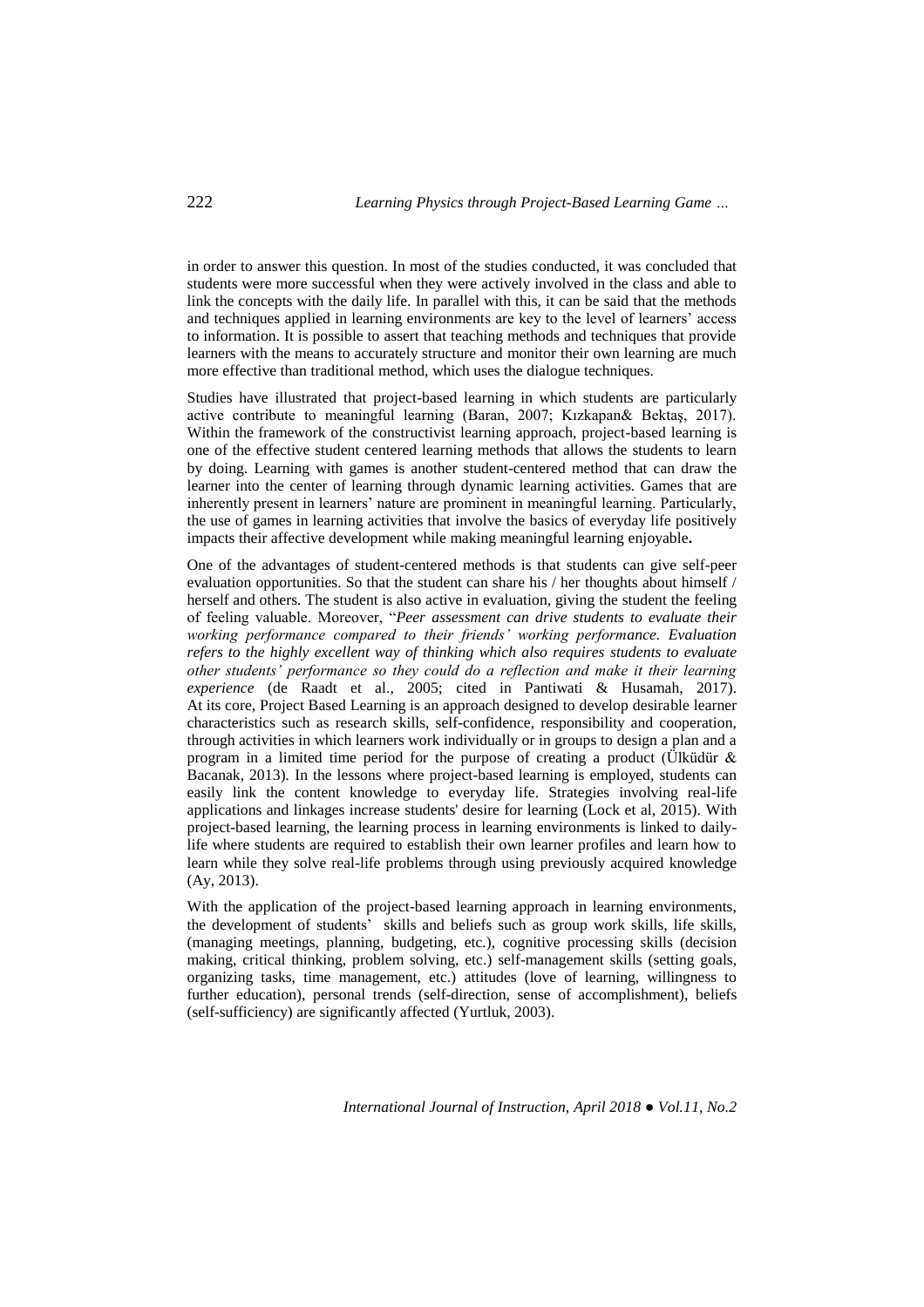in order to answer this question. In most of the studies conducted, it was concluded that students were more successful when they were actively involved in the class and able to link the concepts with the daily life. In parallel with this, it can be said that the methods and techniques applied in learning environments are key to the level of learners' access to information. It is possible to assert that teaching methods and techniques that provide learners with the means to accurately structure and monitor their own learning are much more effective than traditional method, which uses the dialogue techniques.

Studies have illustrated that project-based learning in which students are particularly active contribute to meaningful learning (Baran, 2007; Kızkapan& Bektaş, 2017). Within the framework of the constructivist learning approach, project-based learning is one of the effective student centered learning methods that allows the students to learn by doing. Learning with games is another student-centered method that can draw the learner into the center of learning through dynamic learning activities. Games that are inherently present in learners' nature are prominent in meaningful learning. Particularly, the use of games in learning activities that involve the basics of everyday life positively impacts their affective development while making meaningful learning enjoyable**.**

One of the advantages of student-centered methods is that students can give self-peer evaluation opportunities. So that the student can share his / her thoughts about himself / herself and others. The student is also active in evaluation, giving the student the feeling of feeling valuable. Moreover, "*Peer assessment can drive students to evaluate their working performance compared to their friends' working performance. Evaluation refers to the highly excellent way of thinking which also requires students to evaluate other students' performance so they could do a reflection and make it their learning experience* (de Raadt et al., 2005; cited in Pantiwati & Husamah, 2017). At its core, Project Based Learning is an approach designed to develop desirable learner characteristics such as research skills, self-confidence, responsibility and cooperation, through activities in which learners work individually or in groups to design a plan and a program in a limited time period for the purpose of creating a product (Ülküdür & Bacanak, 2013). In the lessons where project-based learning is employed, students can easily link the content knowledge to everyday life. Strategies involving real-life applications and linkages increase students' desire for learning (Lock et al, 2015). With project-based learning, the learning process in learning environments is linked to daily-life where students are required to establish their own learner profiles and learn how to learn while they solve real-life problems through using previously acquired knowledge (Ay, 2013).

With the application of the project-based learning approach in learning environments, the development of students' skills and beliefs such as group work skills, life skills, (managing meetings, planning, budgeting, etc.), cognitive processing skills (decision making, critical thinking, problem solving, etc.) self-management skills (setting goals, organizing tasks, time management, etc.) attitudes (love of learning, willingness to further education), personal trends (self-direction, sense of accomplishment), beliefs (self-sufficiency) are significantly affected (Yurtluk, 2003).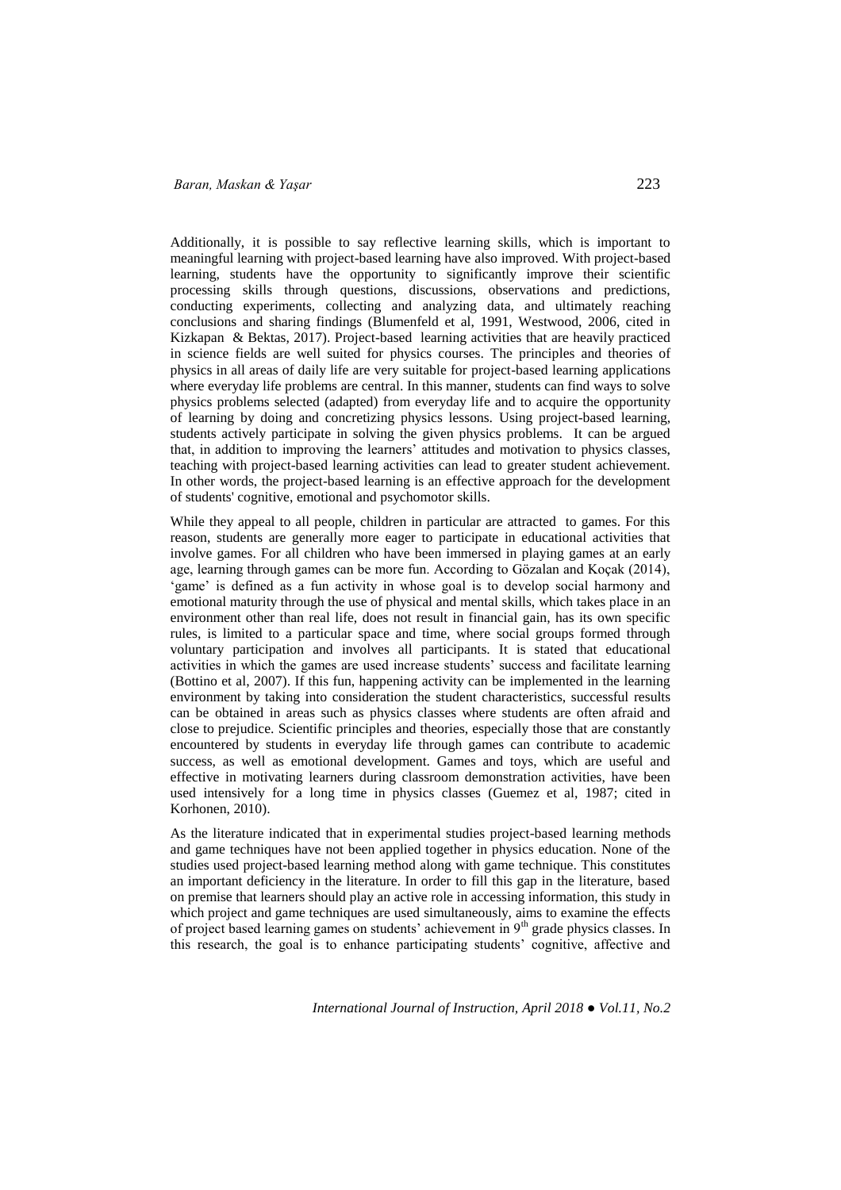Additionally, it is possible to say reflective learning skills, which is important to meaningful learning with project-based learning have also improved. With project-based learning, students have the opportunity to significantly improve their scientific processing skills through questions, discussions, observations and predictions, conducting experiments, collecting and analyzing data, and ultimately reaching conclusions and sharing findings (Blumenfeld et al, 1991, Westwood, 2006, cited in Kizkapan & Bektas, 2017). Project-based learning activities that are heavily practiced in science fields are well suited for physics courses. The principles and theories of physics in all areas of daily life are very suitable for project-based learning applications where everyday life problems are central. In this manner, students can find ways to solve physics problems selected (adapted) from everyday life and to acquire the opportunity of learning by doing and concretizing physics lessons. Using project-based learning, students actively participate in solving the given physics problems. It can be argued that, in addition to improving the learners' attitudes and motivation to physics classes, teaching with project-based learning activities can lead to greater student achievement. In other words, the project-based learning is an effective approach for the development of students' cognitive, emotional and psychomotor skills.

While they appeal to all people, children in particular are attracted to games. For this reason, students are generally more eager to participate in educational activities that involve games. For all children who have been immersed in playing games at an early age, learning through games can be more fun. According to Gözalan and Koçak (2014), 'game' is defined as a fun activity in whose goal is to develop social harmony and emotional maturity through the use of physical and mental skills, which takes place in an environment other than real life, does not result in financial gain, has its own specific rules, is limited to a particular space and time, where social groups formed through voluntary participation and involves all participants. It is stated that educational activities in which the games are used increase students' success and facilitate learning (Bottino et al, 2007). If this fun, happening activity can be implemented in the learning environment by taking into consideration the student characteristics, successful results can be obtained in areas such as physics classes where students are often afraid and close to prejudice. Scientific principles and theories, especially those that are constantly encountered by students in everyday life through games can contribute to academic success, as well as emotional development. Games and toys, which are useful and effective in motivating learners during classroom demonstration activities, have been used intensively for a long time in physics classes (Guemez et al, 1987; cited in Korhonen, 2010).

As the literature indicated that in experimental studies project-based learning methods and game techniques have not been applied together in physics education. None of the studies used project-based learning method along with game technique. This constitutes an important deficiency in the literature. In order to fill this gap in the literature, based on premise that learners should play an active role in accessing information, this study in which project and game techniques are used simultaneously, aims to examine the effects of project based learning games on students' achievement in 9th grade physics classes. In this research, the goal is to enhance participating students' cognitive, affective and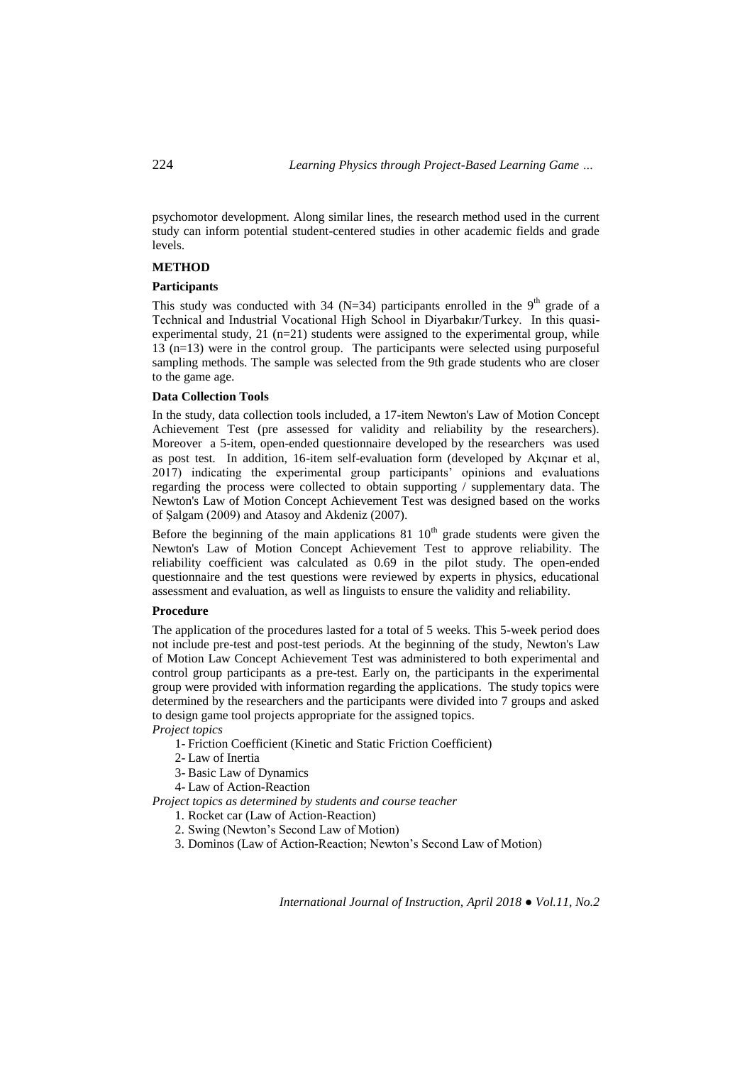psychomotor development. Along similar lines, the research method used in the current study can inform potential student-centered studies in other academic fields and grade levels.

## METHOD

### Participants

This study was conducted with 34 (N=34) participants enrolled in the 9$^{th}$ grade of a Technical and Industrial Vocational High School in Diyarbakır/Turkey. In this quasi-experimental study, 21 (n=21) students were assigned to the experimental group, while 13 (n=13) were in the control group. The participants were selected using purposeful sampling methods. The sample was selected from the 9th grade students who are closer to the game age.

### Data Collection Tools

In the study, data collection tools included, a 17-item Newton's Law of Motion Concept Achievement Test (pre assessed for validity and reliability by the researchers). Moreover a 5-item, open-ended questionnaire developed by the researchers was used as post test. In addition, 16-item self-evaluation form (developed by Akçınar et al, 2017) indicating the experimental group participants' opinions and evaluations regarding the process were collected to obtain supporting / supplementary data. The Newton's Law of Motion Concept Achievement Test was designed based on the works of Şalgam (2009) and Atasoy and Akdeniz (2007).

Before the beginning of the main applications 81 10$^{th}$ grade students were given the Newton's Law of Motion Concept Achievement Test to approve reliability. The reliability coefficient was calculated as 0.69 in the pilot study. The open-ended questionnaire and the test questions were reviewed by experts in physics, educational assessment and evaluation, as well as linguists to ensure the validity and reliability.

### Procedure

The application of the procedures lasted for a total of 5 weeks. This 5-week period does not include pre-test and post-test periods. At the beginning of the study, Newton's Law of Motion Law Concept Achievement Test was administered to both experimental and control group participants as a pre-test. Early on, the participants in the experimental group were provided with information regarding the applications. The study topics were determined by the researchers and the participants were divided into 7 groups and asked to design game tool projects appropriate for the assigned topics.

*Project topics*

1- Friction Coefficient (Kinetic and Static Friction Coefficient)
2- Law of Inertia
3- Basic Law of Dynamics
4- Law of Action-Reaction

*Project topics as determined by students and course teacher*

1. Rocket car (Law of Action-Reaction)
2. Swing (Newton's Second Law of Motion)
3. Dominos (Law of Action-Reaction; Newton's Second Law of Motion)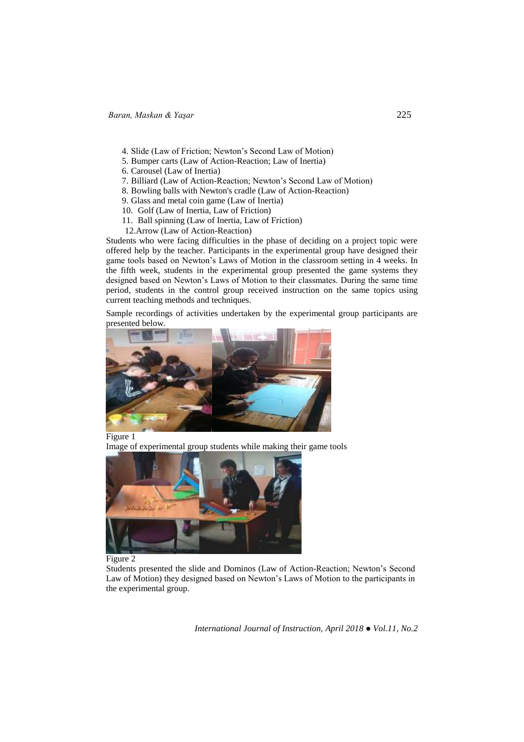4. Slide (Law of Friction; Newton's Second Law of Motion)
5. Bumper carts (Law of Action-Reaction; Law of Inertia)
6. Carousel (Law of Inertia)
7. Billiard (Law of Action-Reaction; Newton's Second Law of Motion)
8. Bowling balls with Newton's cradle (Law of Action-Reaction)
9. Glass and metal coin game (Law of Inertia)
10. Golf (Law of Inertia, Law of Friction)
11. Ball spinning (Law of Inertia, Law of Friction)
12. Arrow (Law of Action-Reaction)

Students who were facing difficulties in the phase of deciding on a project topic were offered help by the teacher. Participants in the experimental group have designed their game tools based on Newton's Laws of Motion in the classroom setting in 4 weeks. In the fifth week, students in the experimental group presented the game systems they designed based on Newton's Laws of Motion to their classmates. During the same time period, students in the control group received instruction on the same topics using current teaching methods and techniques.

Sample recordings of activities undertaken by the experimental group participants are presented below.

Figure 1

Image of experimental group students while making their game tools

Figure 2

Students presented the slide and Dominos (Law of Action-Reaction; Newton's Second Law of Motion) they designed based on Newton's Laws of Motion to the participants in the experimental group.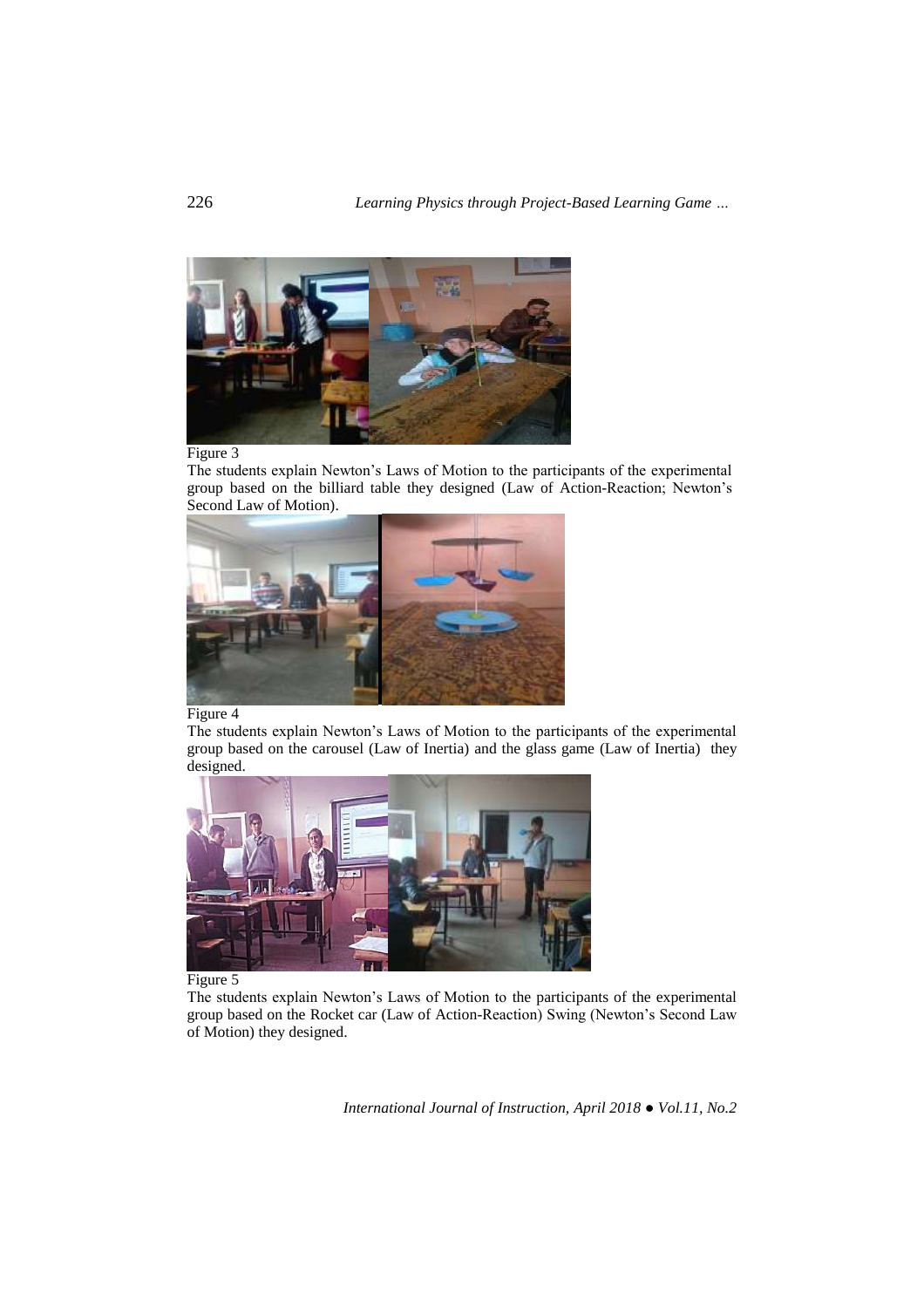Figure 3

The students explain Newton's Laws of Motion to the participants of the experimental group based on the billiard table they designed (Law of Action-Reaction; Newton's Second Law of Motion).

Figure 4

The students explain Newton's Laws of Motion to the participants of the experimental group based on the carousel (Law of Inertia) and the glass game (Law of Inertia) they designed.

Figure 5

The students explain Newton's Laws of Motion to the participants of the experimental group based on the Rocket car (Law of Action-Reaction) Swing (Newton's Second Law of Motion) they designed.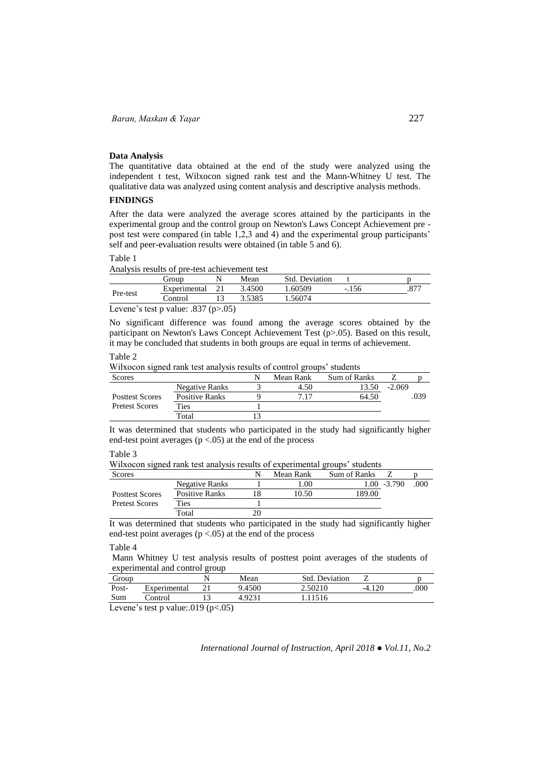**Data Analysis**

The quantitative data obtained at the end of the study were analyzed using the independent t test, Wilxocon signed rank test and the Mann-Whitney U test. The qualitative data was analyzed using content analysis and descriptive analysis methods.

**FINDINGS**

After the data were analyzed the average scores attained by the participants in the experimental group and the control group on Newton's Laws Concept Achievement pre - post test were compared (in table 1,2,3 and 4) and the experimental group participants' self and peer-evaluation results were obtained (in table 5 and 6).

Table 1

Analysis results of pre-test achievement test

| | Group | N | Mean | Std. Deviation | t | p |
|---|---|---|---|---|---|---|
| Pre-test | Experimental | 21 | 3.4500 | 1.60509 | -.156 | .877 |
| | Control | 13 | 3.5385 | 1.56074 | | |

Levene's test p value: .837 (p>.05)

No significant difference was found among the average scores obtained by the participant on Newton's Laws Concept Achievement Test (p>.05). Based on this result, it may be concluded that students in both groups are equal in terms of achievement.

Table 2

Wilxocon signed rank test analysis results of control groups' students

| Scores | | N | Mean Rank | Sum of Ranks | Z | p |
|---|---|---|---|---|---|---|
| Posttest Scores Pretest Scores | Negative Ranks | 3 | 4.50 | 13.50 | -2.069 | .039 |
| | Positive Ranks | 9 | 7.17 | 64.50 | | |
| | Ties | 1 | | | | |
| | Total | 13 | | | | |

It was determined that students who participated in the study had significantly higher end-test point averages (p <.05) at the end of the process

Table 3

Wilxocon signed rank test analysis results of experimental groups' students

| Scores | | N | Mean Rank | Sum of Ranks | Z | p |
|---|---|---|---|---|---|---|
| Posttest Scores Pretest Scores | Negative Ranks | 1 | 1.00 | 1.00 | -3.790 | .000 |
| | Positive Ranks | 18 | 10.50 | 189.00 | | |
| | Ties | 1 | | | | |
| | Total | 20 | | | | |

It was determined that students who participated in the study had significantly higher end-test point averages (p <.05) at the end of the process

Table 4

Mann Whitney U test analysis results of posttest point averages of the students of experimental and control group

| Group | | N | Mean | Std. Deviation | Z | p |
|---|---|---|---|---|---|---|
| Post-Sum | Experimental | 21 | 9.4500 | 2.50210 | -4.120 | .000 |
| | Control | 13 | 4.9231 | 1.11516 | | |

Levene's test p value:.019 (p<.05)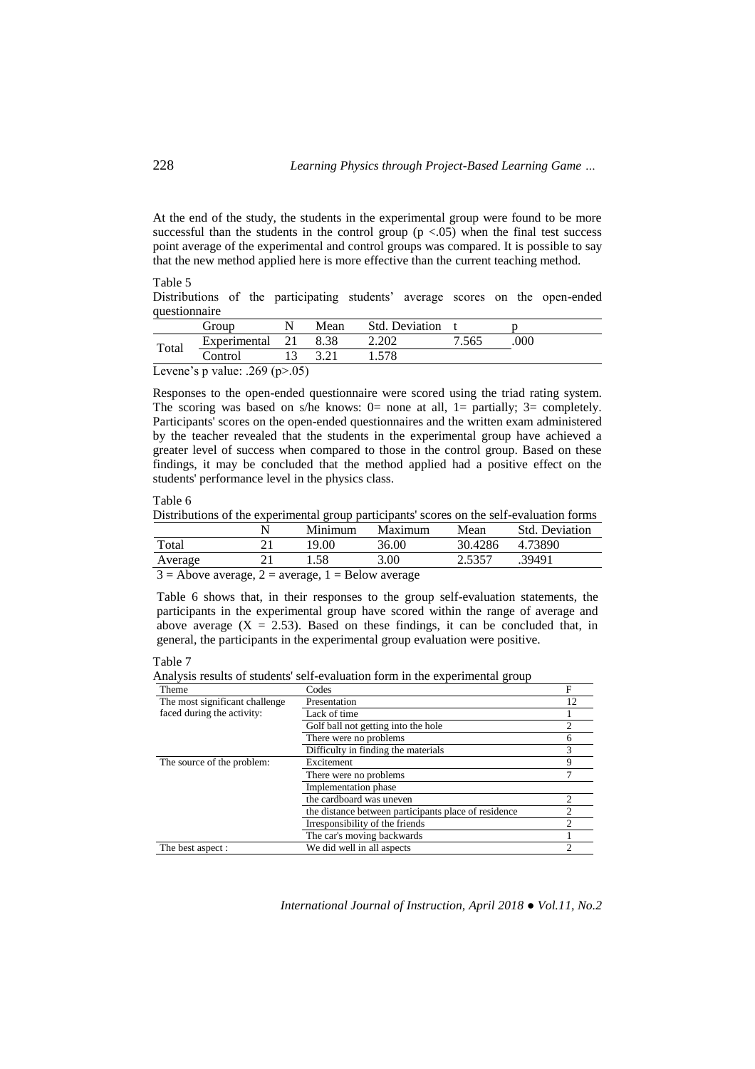At the end of the study, the students in the experimental group were found to be more successful than the students in the control group ($p < .05$) when the final test success point average of the experimental and control groups was compared. It is possible to say that the new method applied here is more effective than the current teaching method.

Table 5
Distributions of the participating students' average scores on the open-ended questionnaire

| | Group | N | Mean | Std. Deviation | t | p |
|---|---|---|---|---|---|---|
| Total | Experimental | 21 | 8.38 | 2.202 | 7.565 | .000 |
| | Control | 13 | 3.21 | 1.578 | | |

Levene's p value: .269 ($p > .05$)

Responses to the open-ended questionnaire were scored using the triad rating system. The scoring was based on s/he knows: 0= none at all, 1= partially; 3= completely. Participants' scores on the open-ended questionnaires and the written exam administered by the teacher revealed that the students in the experimental group have achieved a greater level of success when compared to those in the control group. Based on these findings, it may be concluded that the method applied had a positive effect on the students' performance level in the physics class.

Table 6
Distributions of the experimental group participants' scores on the self-evaluation forms

| | N | Minimum | Maximum | Mean | Std. Deviation |
|---|---|---|---|---|---|
| Total | 21 | 19.00 | 36.00 | 30.4286 | 4.73890 |
| Average | 21 | 1.58 | 3.00 | 2.5357 | .39491 |

3 = Above average, 2 = average, 1 = Below average

Table 6 shows that, in their responses to the group self-evaluation statements, the participants in the experimental group have scored within the range of average and above average ($X = 2.53$). Based on these findings, it can be concluded that, in general, the participants in the experimental group evaluation were positive.

Table 7
Analysis results of students' self-evaluation form in the experimental group

| Theme | Codes | F |
|---|---|---|
| The most significant challenge faced during the activity: | Presentation | 12 |
| | Lack of time | 1 |
| | Golf ball not getting into the hole | 2 |
| | There were no problems | 6 |
| | Difficulty in finding the materials | 3 |
| The source of the problem: | Excitement | 9 |
| | There were no problems | 7 |
| | Implementation phase | |
| | the cardboard was uneven | 2 |
| | the distance between participants place of residence | 2 |
| | Irresponsibility of the friends | 2 |
| | The car's moving backwards | 1 |
| The best aspect : | We did well in all aspects | 2 |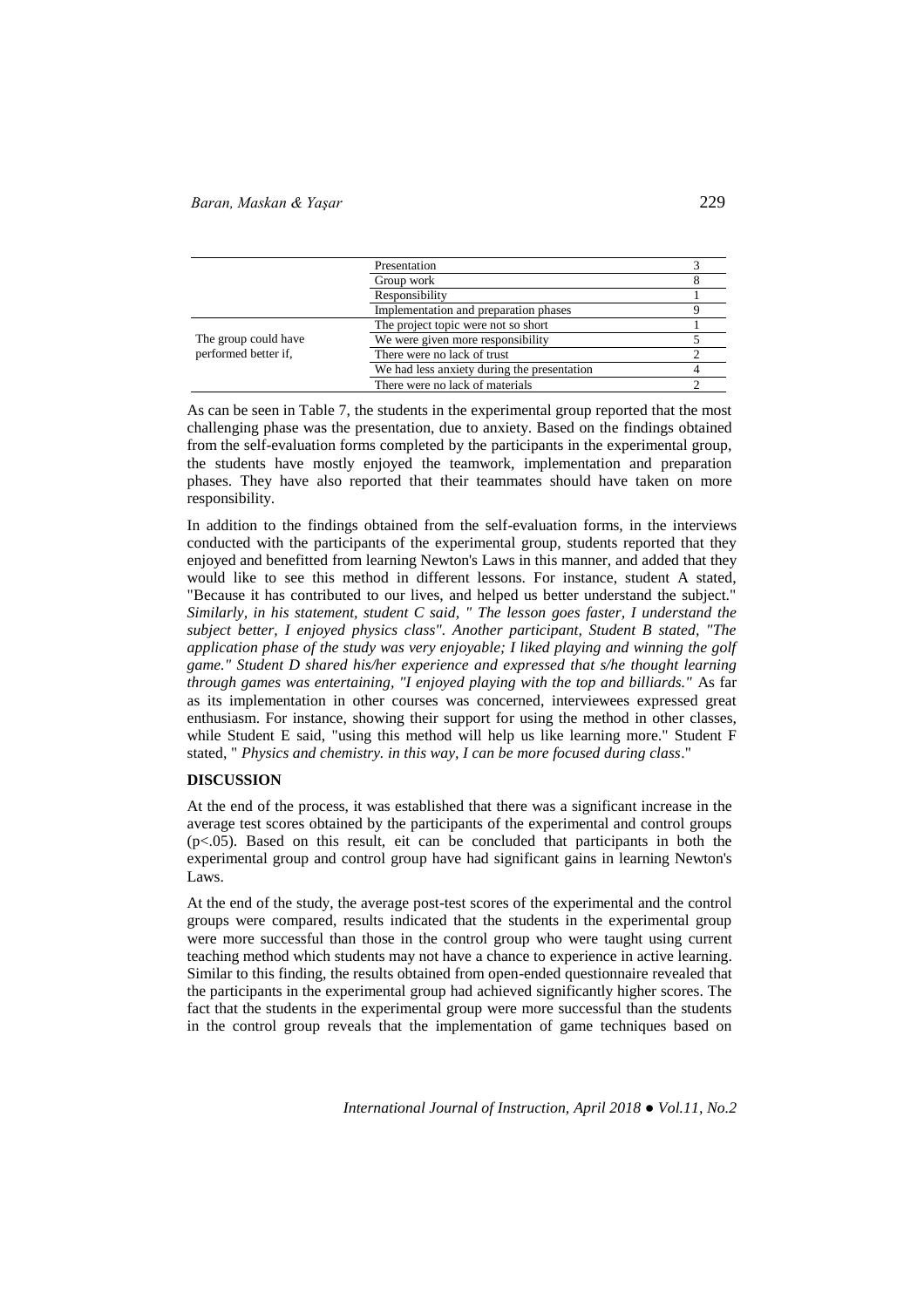| | | |
|---|---|---|
| | Presentation | 3 |
| | Group work | 8 |
| | Responsibility | 1 |
| | Implementation and preparation phases | 9 |
| The group could have performed better if, | The project topic were not so short | 1 |
| | We were given more responsibility | 5 |
| | There were no lack of trust | 2 |
| | We had less anxiety during the presentation | 4 |
| | There were no lack of materials | 2 |

As can be seen in Table 7, the students in the experimental group reported that the most challenging phase was the presentation, due to anxiety. Based on the findings obtained from the self-evaluation forms completed by the participants in the experimental group, the students have mostly enjoyed the teamwork, implementation and preparation phases. They have also reported that their teammates should have taken on more responsibility.

In addition to the findings obtained from the self-evaluation forms, in the interviews conducted with the participants of the experimental group, students reported that they enjoyed and benefitted from learning Newton's Laws in this manner, and added that they would like to see this method in different lessons. For instance, student A stated, "Because it has contributed to our lives, and helped us better understand the subject." *Similarly, in his statement, student C said, " The lesson goes faster, I understand the subject better, I enjoyed physics class". Another participant, Student B stated, "The application phase of the study was very enjoyable; I liked playing and winning the golf game." Student D shared his/her experience and expressed that s/he thought learning through games was entertaining, "I enjoyed playing with the top and billiards."* As far as its implementation in other courses was concerned, interviewees expressed great enthusiasm. For instance, showing their support for using the method in other classes, while Student E said, "using this method will help us like learning more." Student F stated, " *Physics and chemistry. in this way, I can be more focused during class*."

## DISCUSSION

At the end of the process, it was established that there was a significant increase in the average test scores obtained by the participants of the experimental and control groups ($p<.05$). Based on this result, eit can be concluded that participants in both the experimental group and control group have had significant gains in learning Newton's Laws.

At the end of the study, the average post-test scores of the experimental and the control groups were compared, results indicated that the students in the experimental group were more successful than those in the control group who were taught using current teaching method which students may not have a chance to experience in active learning. Similar to this finding, the results obtained from open-ended questionnaire revealed that the participants in the experimental group had achieved significantly higher scores. The fact that the students in the experimental group were more successful than the students in the control group reveals that the implementation of game techniques based on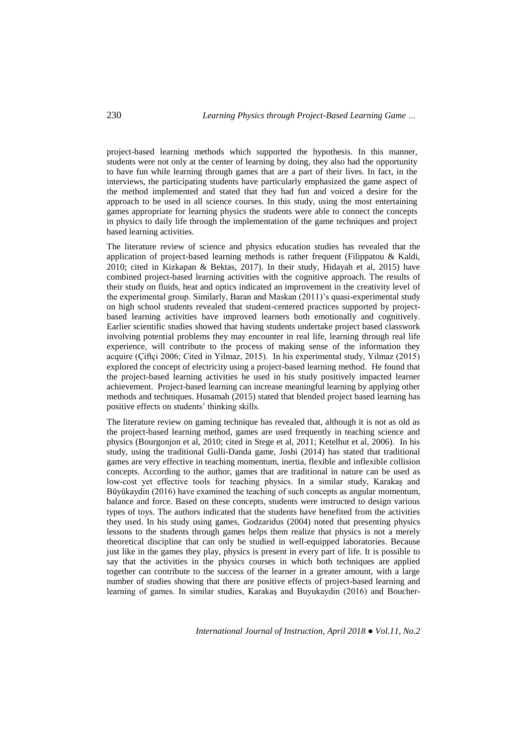project-based learning methods which supported the hypothesis. In this manner, students were not only at the center of learning by doing, they also had the opportunity to have fun while learning through games that are a part of their lives. In fact, in the interviews, the participating students have particularly emphasized the game aspect of the method implemented and stated that they had fun and voiced a desire for the approach to be used in all science courses. In this study, using the most entertaining games appropriate for learning physics the students were able to connect the concepts in physics to daily life through the implementation of the game techniques and project based learning activities.

The literature review of science and physics education studies has revealed that the application of project-based learning methods is rather frequent (Filippatou & Kaldi, 2010; cited in Kizkapan & Bektas, 2017). In their study, Hidayah et al, 2015) have combined project-based learning activities with the cognitive approach. The results of their study on fluids, heat and optics indicated an improvement in the creativity level of the experimental group. Similarly, Baran and Maskan (2011)'s quasi-experimental study on high school students revealed that student-centered practices supported by project-based learning activities have improved learners both emotionally and cognitively. Earlier scientific studies showed that having students undertake project based classwork involving potential problems they may encounter in real life, learning through real life experience, will contribute to the process of making sense of the information they acquire (Çiftçi 2006; Cited in Yilmaz, 2015). In his experimental study, Yilmaz (2015) explored the concept of electricity using a project-based learning method. He found that the project-based learning activities he used in his study positively impacted learner achievement. Project-based learning can increase meaningful learning by applying other methods and techniques. Husamah (2015) stated that blended project based learning has positive effects on students' thinking skills.

The literature review on gaming technique has revealed that, although it is not as old as the project-based learning method, games are used frequently in teaching science and physics (Bourgonjon et al, 2010; cited in Stege et al, 2011; Ketelhut et al, 2006). In his study, using the traditional Gulli-Danda game, Joshi (2014) has stated that traditional games are very effective in teaching momentum, inertia, flexible and inflexible collision concepts. According to the author, games that are traditional in nature can be used as low-cost yet effective tools for teaching physics. In a similar study, Karakaş and Büyükaydin (2016) have examined the teaching of such concepts as angular momentum, balance and force. Based on these concepts, students were instructed to design various types of toys. The authors indicated that the students have benefited from the activities they used. In his study using games, Godzaridus (2004) noted that presenting physics lessons to the students through games helps them realize that physics is not a merely theoretical discipline that can only be studied in well-equipped laboratories. Because just like in the games they play, physics is present in every part of life. It is possible to say that the activities in the physics courses in which both techniques are applied together can contribute to the success of the learner in a greater amount, with a large number of studies showing that there are positive effects of project-based learning and learning of games. In similar studies, Karakaş and Buyukaydin (2016) and Boucher-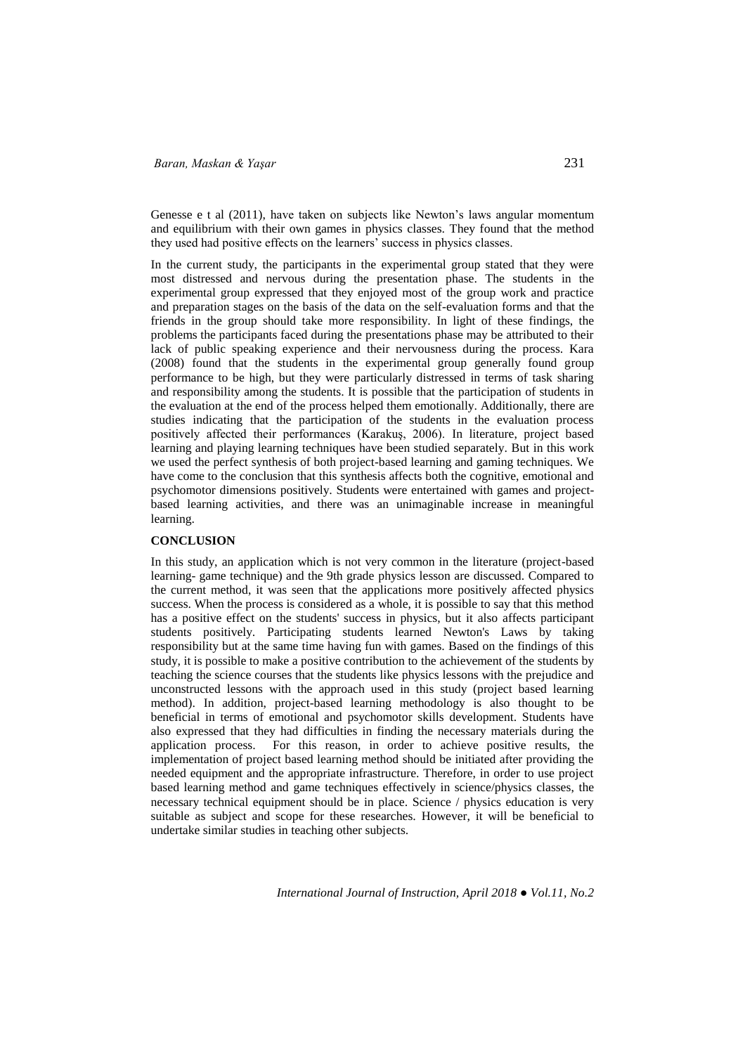Genesse e t al (2011), have taken on subjects like Newton's laws angular momentum and equilibrium with their own games in physics classes. They found that the method they used had positive effects on the learners' success in physics classes.

In the current study, the participants in the experimental group stated that they were most distressed and nervous during the presentation phase. The students in the experimental group expressed that they enjoyed most of the group work and practice and preparation stages on the basis of the data on the self-evaluation forms and that the friends in the group should take more responsibility. In light of these findings, the problems the participants faced during the presentations phase may be attributed to their lack of public speaking experience and their nervousness during the process. Kara (2008) found that the students in the experimental group generally found group performance to be high, but they were particularly distressed in terms of task sharing and responsibility among the students. It is possible that the participation of students in the evaluation at the end of the process helped them emotionally. Additionally, there are studies indicating that the participation of the students in the evaluation process positively affected their performances (Karakuş, 2006). In literature, project based learning and playing learning techniques have been studied separately. But in this work we used the perfect synthesis of both project-based learning and gaming techniques. We have come to the conclusion that this synthesis affects both the cognitive, emotional and psychomotor dimensions positively. Students were entertained with games and project-based learning activities, and there was an unimaginable increase in meaningful learning.

## CONCLUSION

In this study, an application which is not very common in the literature (project-based learning- game technique) and the 9th grade physics lesson are discussed. Compared to the current method, it was seen that the applications more positively affected physics success. When the process is considered as a whole, it is possible to say that this method has a positive effect on the students' success in physics, but it also affects participant students positively. Participating students learned Newton's Laws by taking responsibility but at the same time having fun with games. Based on the findings of this study, it is possible to make a positive contribution to the achievement of the students by teaching the science courses that the students like physics lessons with the prejudice and unconstructed lessons with the approach used in this study (project based learning method). In addition, project-based learning methodology is also thought to be beneficial in terms of emotional and psychomotor skills development. Students have also expressed that they had difficulties in finding the necessary materials during the application process. For this reason, in order to achieve positive results, the implementation of project based learning method should be initiated after providing the needed equipment and the appropriate infrastructure. Therefore, in order to use project based learning method and game techniques effectively in science/physics classes, the necessary technical equipment should be in place. Science / physics education is very suitable as subject and scope for these researches. However, it will be beneficial to undertake similar studies in teaching other subjects.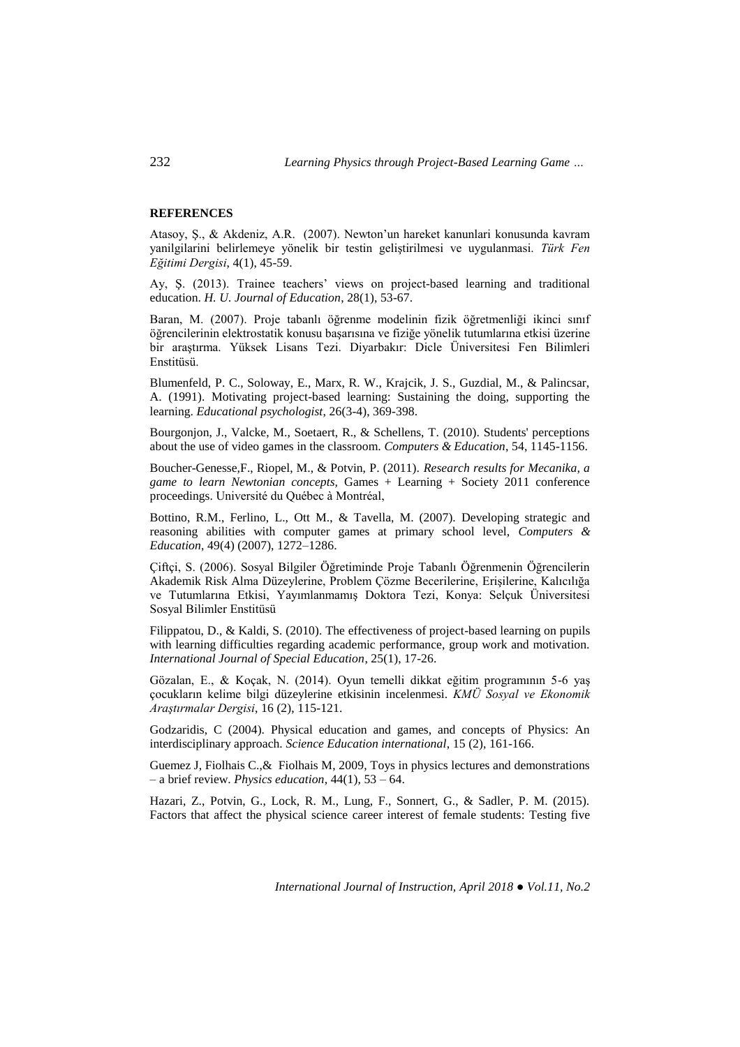**REFERENCES**

Atasoy, Ş., & Akdeniz, A.R. (2007). Newton'un hareket kanunlari konusunda kavram yanilgilarini belirlemeye yönelik bir testin geliştirilmesi ve uygulanması. *Türk Fen Eğitimi Dergisi*, 4(1), 45-59.

Ay, Ş. (2013). Trainee teachers' views on project-based learning and traditional education. *H. U. Journal of Education*, 28(1), 53-67.

Baran, M. (2007). Proje tabanlı öğrenme modelinin fizik öğretmenliği ikinci sınıf öğrencilerinin elektrostatik konusu başarısına ve fiziğe yönelik tutumlarına etkisi üzerine bir araştırma. Yüksek Lisans Tezi. Diyarbakır: Dicle Üniversitesi Fen Bilimleri Enstitüsü.

Blumenfeld, P. C., Soloway, E., Marx, R. W., Krajcik, J. S., Guzdial, M., & Palincsar, A. (1991). Motivating project-based learning: Sustaining the doing, supporting the learning. *Educational psychologist*, 26(3-4), 369-398.

Bourgonjon, J., Valcke, M., Soetaert, R., & Schellens, T. (2010). Students' perceptions about the use of video games in the classroom. *Computers & Education*, 54, 1145-1156.

Boucher-Genesse,F., Riopel, M., & Potvin, P. (2011). *Research results for Mecanika, a game to learn Newtonian concepts,* Games + Learning + Society 2011 conference proceedings. Université du Québec à Montréal,

Bottino, R.M., Ferlino, L., Ott M., & Tavella, M. (2007). Developing strategic and reasoning abilities with computer games at primary school level, *Computers & Education*, 49(4) (2007), 1272–1286.

Çiftçi, S. (2006). Sosyal Bilgiler Öğretiminde Proje Tabanlı Öğrenmenin Öğrencilerin Akademik Risk Alma Düzeylerine, Problem Çözme Becerilerine, Erişilerine, Kalıcılığa ve Tutumlarına Etkisi, Yayımlanmamış Doktora Tezi, Konya: Selçuk Üniversitesi Sosyal Bilimler Enstitüsü

Filippatou, D., & Kaldi, S. (2010). The effectiveness of project-based learning on pupils with learning difficulties regarding academic performance, group work and motivation. *International Journal of Special Education*, 25(1), 17-26.

Gözalan, E., & Koçak, N. (2014). Oyun temelli dikkat eğitim programının 5-6 yaş çocukların kelime bilgi düzeylerine etkisinin incelenmesi. *KMÜ Sosyal ve Ekonomik Araştırmalar Dergisi*, 16 (2), 115-121.

Godzaridis, C (2004). Physical education and games, and concepts of Physics: An interdisciplinary approach. *Science Education international*, 15 (2), 161-166.

Guemez J, Fiolhais C.,& Fiolhais M, 2009, Toys in physics lectures and demonstrations – a brief review. *Physics education*, 44(1), 53 – 64.

Hazari, Z., Potvin, G., Lock, R. M., Lung, F., Sonnert, G., & Sadler, P. M. (2015). Factors that affect the physical science career interest of female students: Testing five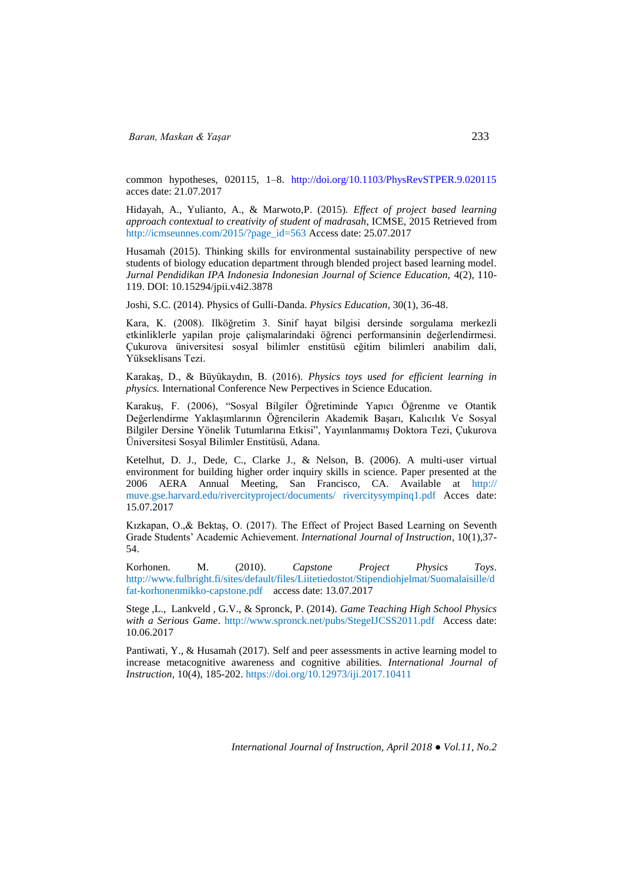common hypotheses, 020115, 1–8. http://doi.org/10.1103/PhysRevSTPER.9.020115 acces date: 21.07.2017

Hidayah, A., Yulianto, A., & Marwoto,P. (2015). *Effect of project based learning approach contextual to creativity of student of madrasah*, ICMSE, 2015 Retrieved from http://icmseunnes.com/2015/?page_id=563 Access date: 25.07.2017

Husamah (2015). Thinking skills for environmental sustainability perspective of new students of biology education department through blended project based learning model. *Jurnal Pendidikan IPA Indonesia Indonesian Journal of Science Education,* 4(2), 110-119. DOI: 10.15294/jpii.v4i2.3878

Joshi, S.C. (2014). Physics of Gulli-Danda. *Physics Education*, 30(1), 36-48.

Kara, K. (2008). Ilköğretim 3. Sinif hayat bilgisi dersinde sorgulama merkezli etkinliklerle yapilan proje çalişmalarindaki öğrenci performansinin değerlendirmesi. Çukurova üniversitesi sosyal bilimler enstitüsü eğitim bilimleri anabilim dali, Yükseklisans Tezi.

Karakaş, D., & Büyükaydın, B. (2016). *Physics toys used for efficient learning in physics.* International Conference New Perpectives in Science Education.

Karakuş, F. (2006), "Sosyal Bilgiler Öğretiminde Yapıcı Öğrenme ve Otantik Değerlendirme Yaklaşımlarının Öğrencilerin Akademik Başarı, Kalıcılık Ve Sosyal Bilgiler Dersine Yönelik Tutumlarına Etkisi", Yayınlanmamış Doktora Tezi, Çukurova Üniversitesi Sosyal Bilimler Enstitüsü, Adana.

Ketelhut, D. J., Dede, C., Clarke J., & Nelson, B. (2006). A multi-user virtual environment for building higher order inquiry skills in science. Paper presented at the 2006 AERA Annual Meeting, San Francisco, CA. Available at http:// muve.gse.harvard.edu/rivercityproject/documents/ rivercitysympinq1.pdf Acces date: 15.07.2017

Kızkapan, O.,& Bektaş, O. (2017). The Effect of Project Based Learning on Seventh Grade Students' Academic Achievement. *International Journal of Instruction*, 10(1),37-54.

Korhonen. M. (2010). *Capstone Project Physics Toys*. http://www.fulbright.fi/sites/default/files/Liitetiedostot/Stipendiohjelmat/Suomalaisille/dfat-korhonenmikko-capstone.pdf access date: 13.07.2017

Stege ,L., Lankveld , G.V., & Spronck, P. (2014). *Game Teaching High School Physics with a Serious Game*. http://www.spronck.net/pubs/StegeIJCSS2011.pdf Access date: 10.06.2017

Pantiwati, Y., & Husamah (2017). Self and peer assessments in active learning model to increase metacognitive awareness and cognitive abilities. *International Journal of Instruction,* 10(4), 185-202. https://doi.org/10.12973/iji.2017.10411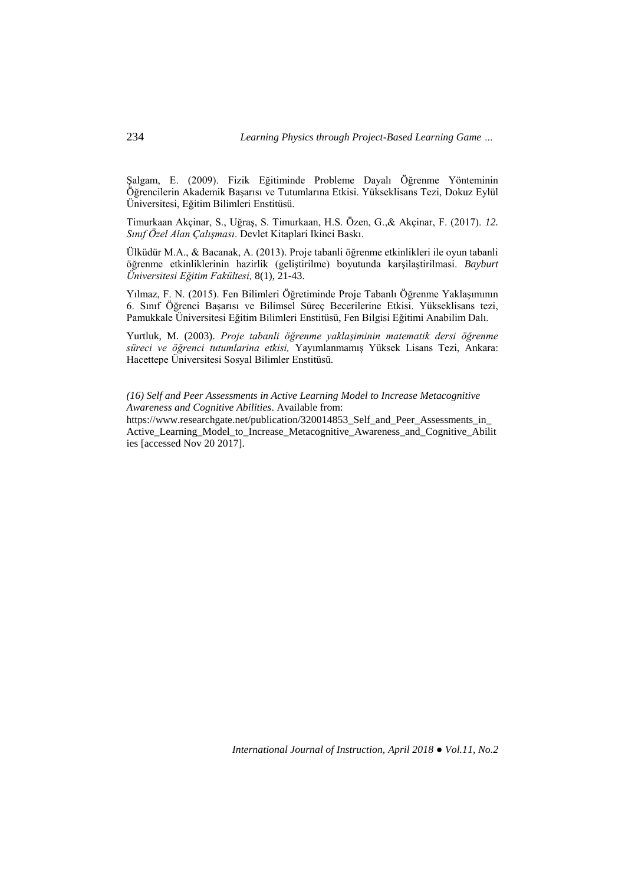Şalgam, E. (2009). Fizik Eğitiminde Probleme Dayalı Öğrenme Yönteminin Öğrencilerin Akademik Başarısı ve Tutumlarına Etkisi. Yükseklisans Tezi, Dokuz Eylül Üniversitesi, Eğitim Bilimleri Enstitüsü.

Timurkaan Akçinar, S., Uğraş, S. Timurkaan, H.S. Özen, G.,& Akçinar, F. (2017). *12. Sınıf Özel Alan Çalışması*. Devlet Kitaplari Ikinci Baskı.

Ülküdür M.A., & Bacanak, A. (2013). Proje tabanli öğrenme etkinlikleri ile oyun tabanli öğrenme etkinliklerinin hazirlik (geliştirilme) boyutunda karşilaştirilmasi. *Bayburt Üniversitesi Eğitim Fakültesi,* 8(1), 21-43.

Yılmaz, F. N. (2015). Fen Bilimleri Öğretiminde Proje Tabanlı Öğrenme Yaklaşımının 6. Sınıf Öğrenci Başarısı ve Bilimsel Süreç Becerilerine Etkisi. Yükseklisans tezi, Pamukkale Üniversitesi Eğitim Bilimleri Enstitüsü, Fen Bilgisi Eğitimi Anabilim Dalı.

Yurtluk, M. (2003). *Proje tabanli öğrenme yaklaşiminin matematik dersi öğrenme süreci ve öğrenci tutumlarina etkisi,* Yayımlanmamış Yüksek Lisans Tezi, Ankara: Hacettepe Üniversitesi Sosyal Bilimler Enstitüsü.

*(16) Self and Peer Assessments in Active Learning Model to Increase Metacognitive Awareness and Cognitive Abilities*. Available from: https://www.researchgate.net/publication/320014853_Self_and_Peer_Assessments_in_Active_Learning_Model_to_Increase_Metacognitive_Awareness_and_Cognitive_Abilities [accessed Nov 20 2017].